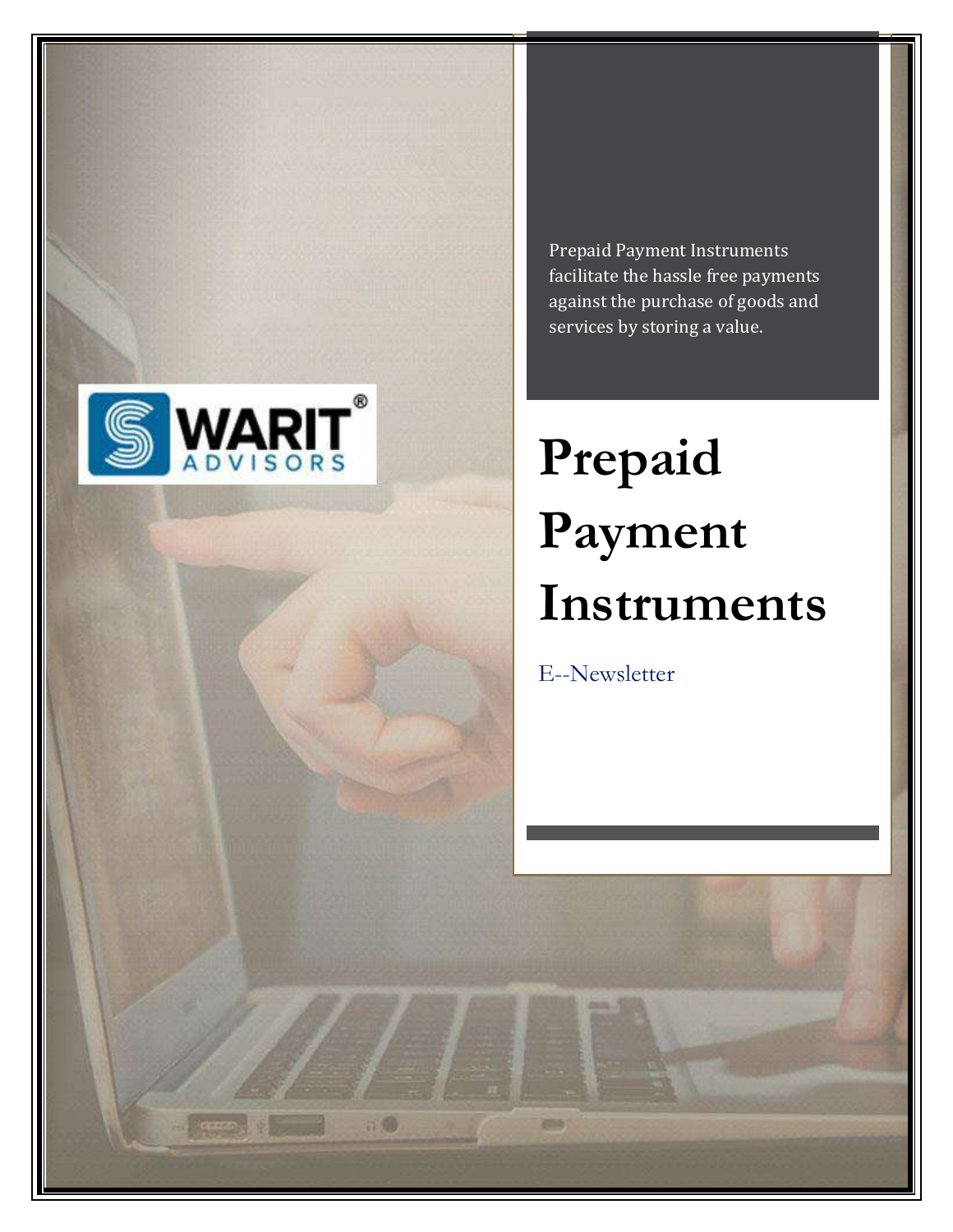Prepaid Payment Instruments facilitate the hassle free payments against the purchase of goods and services by storing a value.

# Prepaid Payment Instruments

E--Newsletter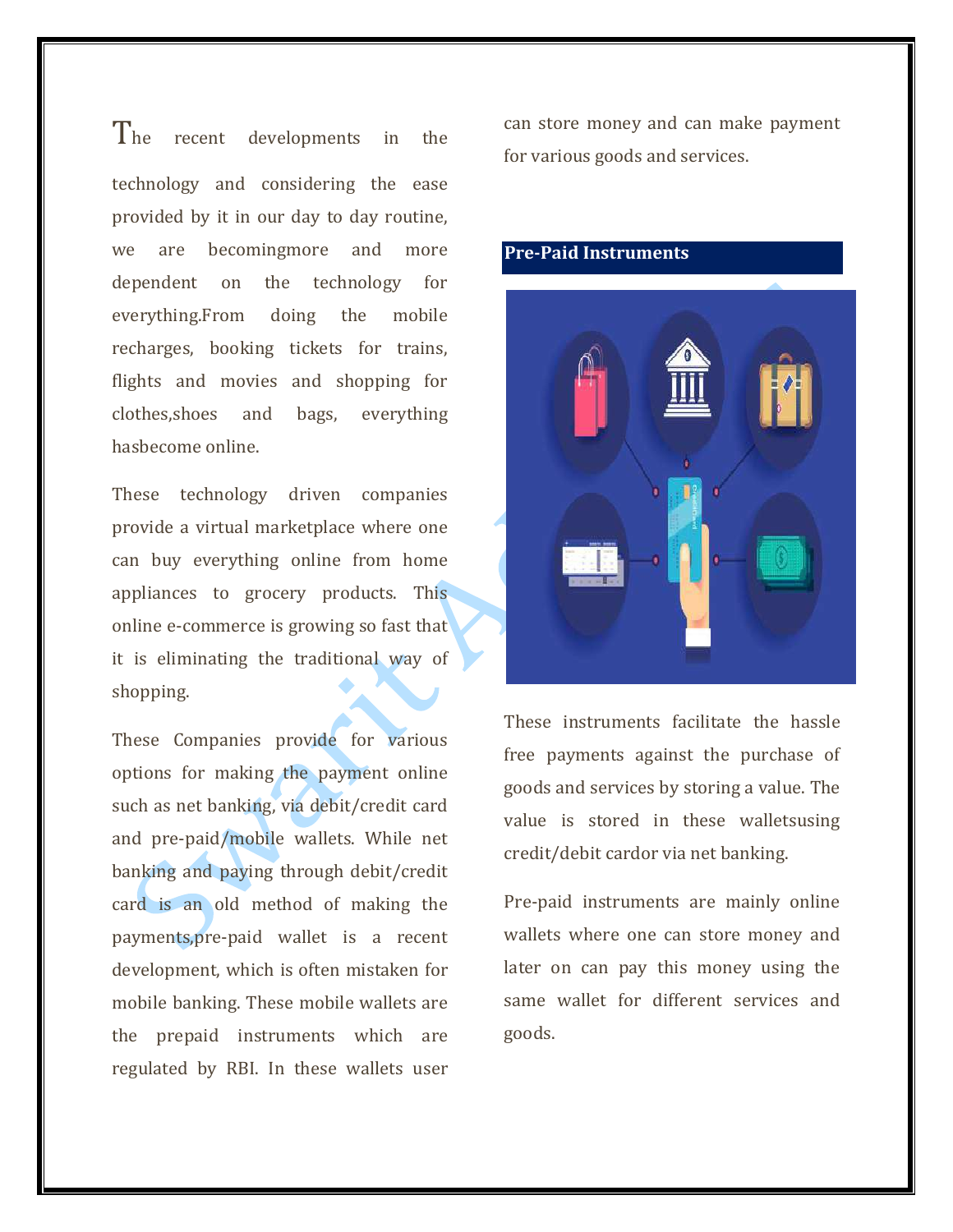The recent developments in the technology and considering the ease provided by it in our day to day routine, we are becomingmore and more dependent on the technology for everything.From doing the mobile recharges, booking tickets for trains, flights and movies and shopping for clothes,shoes and bags, everything hasbecome online.

These technology driven companies provide a virtual marketplace where one can buy everything online from home appliances to grocery products. This online e-commerce is growing so fast that it is eliminating the traditional way of shopping.

These Companies provide for various options for making the payment online such as net banking, via debit/credit card and pre-paid/mobile wallets. While net banking and paying through debit/credit card is an old method of making the payments,pre-paid wallet is a recent development, which is often mistaken for mobile banking. These mobile wallets are the prepaid instruments which are regulated by RBI. In these wallets user can store money and can make payment for various goods and services.

## Pre-Paid Instruments

These instruments facilitate the hassle free payments against the purchase of goods and services by storing a value. The value is stored in these walletsusing credit/debit cardor via net banking.

Pre-paid instruments are mainly online wallets where one can store money and later on can pay this money using the same wallet for different services and goods.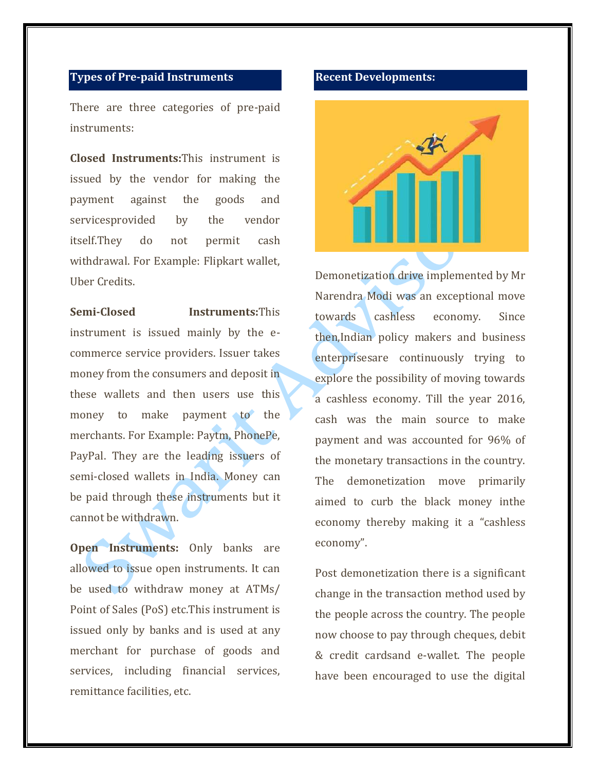## Types of Pre-paid Instruments

There are three categories of pre-paid instruments:

**Closed Instruments:**This instrument is issued by the vendor for making the payment against the goods and servicesprovided by the vendor itself.They do not permit cash withdrawal. For Example: Flipkart wallet, Uber Credits.

**Semi-Closed Instruments:**This instrument is issued mainly by the e-commerce service providers. Issuer takes money from the consumers and deposit in these wallets and then users use this money to make payment to the merchants. For Example: Paytm, PhonePe, PayPal. They are the leading issuers of semi-closed wallets in India. Money can be paid through these instruments but it cannot be withdrawn.

**Open Instruments:** Only banks are allowed to issue open instruments. It can be used to withdraw money at ATMs/ Point of Sales (PoS) etc.This instrument is issued only by banks and is used at any merchant for purchase of goods and services, including financial services, remittance facilities, etc.

## Recent Developments:

Demonetization drive implemented by Mr Narendra Modi was an exceptional move towards cashless economy. Since then,Indian policy makers and business enterprisesare continuously trying to explore the possibility of moving towards a cashless economy. Till the year 2016, cash was the main source to make payment and was accounted for 96% of the monetary transactions in the country. The demonetization move primarily aimed to curb the black money inthe economy thereby making it a "cashless economy".

Post demonetization there is a significant change in the transaction method used by the people across the country. The people now choose to pay through cheques, debit & credit cardsand e-wallet. The people have been encouraged to use the digital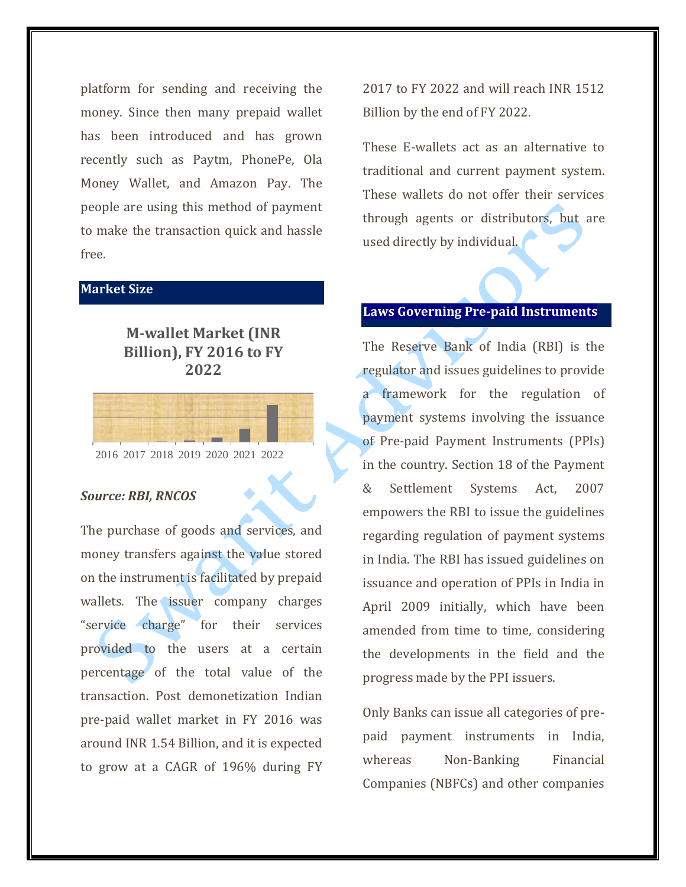platform for sending and receiving the money. Since then many prepaid wallet has been introduced and has grown recently such as Paytm, PhonePe, Ola Money Wallet, and Amazon Pay. The people are using this method of payment to make the transaction quick and hassle free.

## Market Size

**M-wallet Market (INR Billion), FY 2016 to FY 2022**

2016 2017 2018 2019 2020 2021 2022

***Source: RBI, RNCOS***

The purchase of goods and services, and money transfers against the value stored on the instrument is facilitated by prepaid wallets. The issuer company charges "service charge" for their services provided to the users at a certain percentage of the total value of the transaction. Post demonetization Indian pre-paid wallet market in FY 2016 was around INR 1.54 Billion, and it is expected to grow at a CAGR of 196% during FY 2017 to FY 2022 and will reach INR 1512 Billion by the end of FY 2022.

These E-wallets act as an alternative to traditional and current payment system. These wallets do not offer their services through agents or distributors, but are used directly by individual.

## Laws Governing Pre-paid Instruments

The Reserve Bank of India (RBI) is the regulator and issues guidelines to provide a framework for the regulation of payment systems involving the issuance of Pre-paid Payment Instruments (PPIs) in the country. Section 18 of the Payment & Settlement Systems Act, 2007 empowers the RBI to issue the guidelines regarding regulation of payment systems in India. The RBI has issued guidelines on issuance and operation of PPIs in India in April 2009 initially, which have been amended from time to time, considering the developments in the field and the progress made by the PPI issuers.

Only Banks can issue all categories of pre-paid payment instruments in India, whereas Non-Banking Financial Companies (NBFCs) and other companies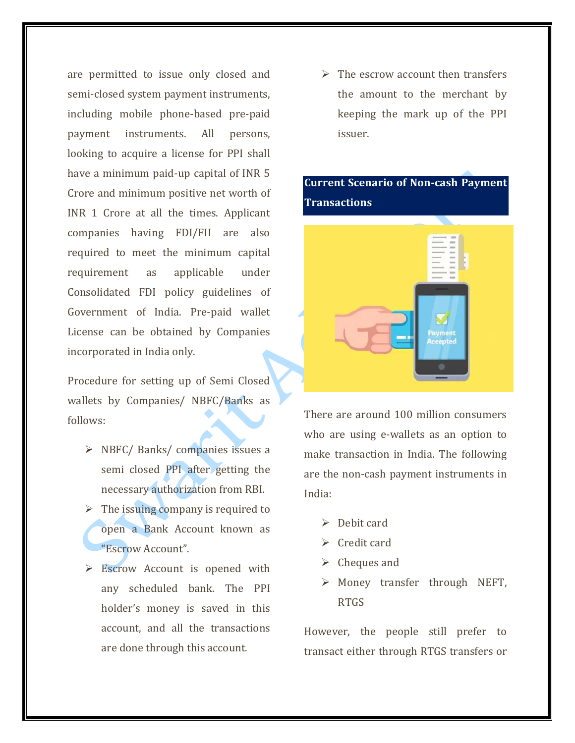are permitted to issue only closed and semi-closed system payment instruments, including mobile phone-based pre-paid payment instruments. All persons, looking to acquire a license for PPI shall have a minimum paid-up capital of INR 5 Crore and minimum positive net worth of INR 1 Crore at all the times. Applicant companies having FDI/FII are also required to meet the minimum capital requirement as applicable under Consolidated FDI policy guidelines of Government of India. Pre-paid wallet License can be obtained by Companies incorporated in India only.

Procedure for setting up of Semi Closed wallets by Companies/ NBFC/Banks as follows:

- NBFC/ Banks/ companies issues a semi closed PPI after getting the necessary authorization from RBI.
- The issuing company is required to open a Bank Account known as "Escrow Account".
- Escrow Account is opened with any scheduled bank. The PPI holder's money is saved in this account, and all the transactions are done through this account.
- The escrow account then transfers the amount to the merchant by keeping the mark up of the PPI issuer.

## Current Scenario of Non-cash Payment Transactions

There are around 100 million consumers who are using e-wallets as an option to make transaction in India. The following are the non-cash payment instruments in India:

- Debit card
- Credit card
- Cheques and
- Money transfer through NEFT, RTGS

However, the people still prefer to transact either through RTGS transfers or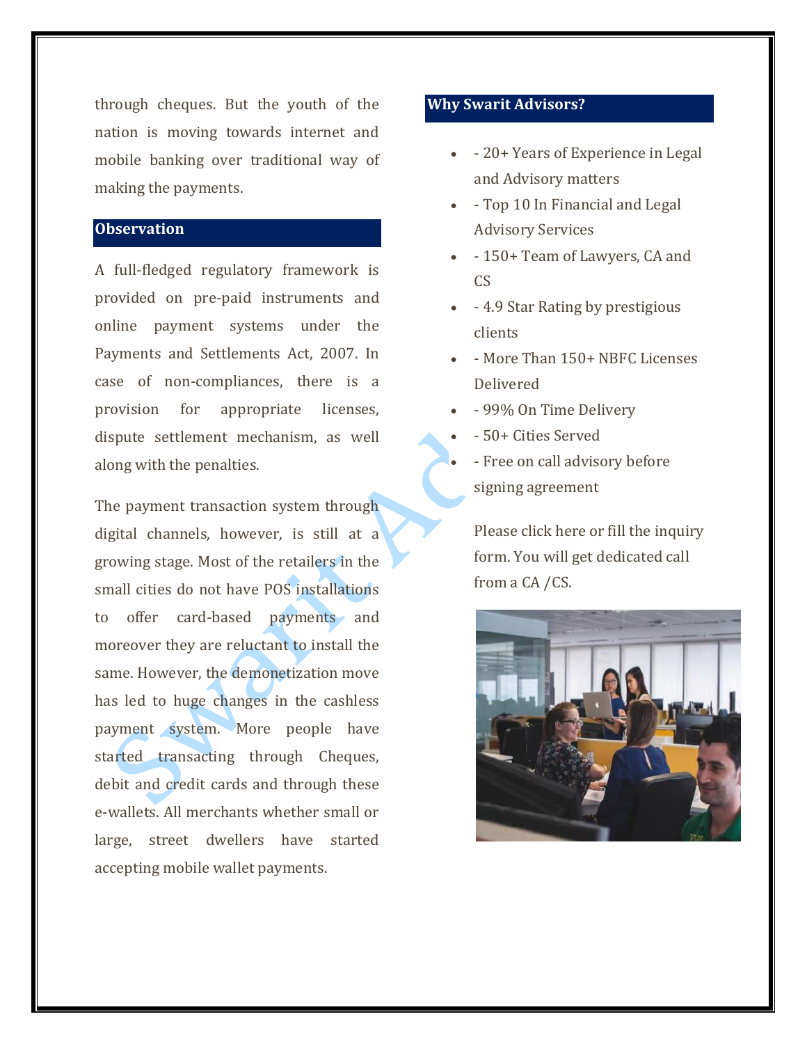through cheques. But the youth of the nation is moving towards internet and mobile banking over traditional way of making the payments.

## Observation

A full-fledged regulatory framework is provided on pre-paid instruments and online payment systems under the Payments and Settlements Act, 2007. In case of non-compliances, there is a provision for appropriate licenses, dispute settlement mechanism, as well along with the penalties.

The payment transaction system through digital channels, however, is still at a growing stage. Most of the retailers in the small cities do not have POS installations to offer card-based payments and moreover they are reluctant to install the same. However, the demonetization move has led to huge changes in the cashless payment system. More people have started transacting through Cheques, debit and credit cards and through these e-wallets. All merchants whether small or large, street dwellers have started accepting mobile wallet payments.

## Why Swarit Advisors?

- - 20+ Years of Experience in Legal and Advisory matters
- - Top 10 In Financial and Legal Advisory Services
- - 150+ Team of Lawyers, CA and CS
- - 4.9 Star Rating by prestigious clients
- - More Than 150+ NBFC Licenses Delivered
- - 99% On Time Delivery
- - 50+ Cities Served
- - Free on call advisory before signing agreement

Please click here or fill the inquiry form. You will get dedicated call from a CA /CS.